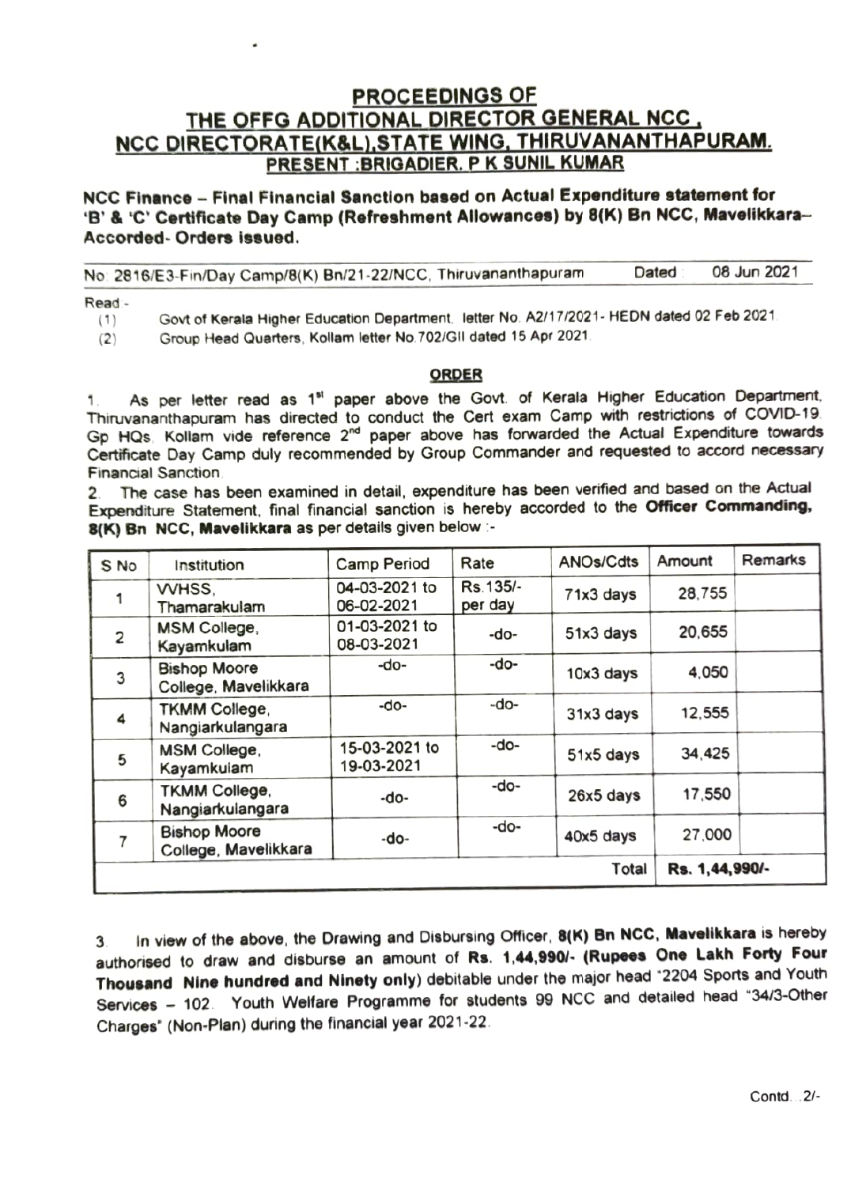# PROCEEDINGS OF
# THE OFFG ADDITIONAL DIRECTOR GENERAL NCC, NCC DIRECTORATE(K&L),STATE WING, THIRUVANANTHAPURAM.
## PRESENT :BRIGADIER. P K SUNIL KUMAR

**NCC Finance – Final Financial Sanction based on Actual Expenditure statement for 'B' & 'C' Certificate Day Camp (Refreshment Allowances) by 8(K) Bn NCC, Mavelikkara–Accorded- Orders issued.**

No: 2816/E3-Fin/Day Camp/8(K) Bn/21-22/NCC, Thiruvananthapuram    Dated : 08 Jun 2021

Read:-

(1) Govt of Kerala Higher Education Department, letter No. A2/17/2021- HEDN dated 02 Feb 2021.

(2) Group Head Quarters, Kollam letter No.702/GII dated 15 Apr 2021.

### ORDER

1. As per letter read as 1st paper above the Govt. of Kerala Higher Education Department, Thiruvananthapuram has directed to conduct the Cert exam Camp with restrictions of COVID-19. Gp HQs, Kollam vide reference 2nd paper above has forwarded the Actual Expenditure towards Certificate Day Camp duly recommended by Group Commander and requested to accord necessary Financial Sanction.

2. The case has been examined in detail, expenditure has been verified and based on the Actual Expenditure Statement, final financial sanction is hereby accorded to the **Officer Commanding, 8(K) Bn NCC, Mavelikkara** as per details given below :-

| S No | Institution | Camp Period | Rate | ANOs/Cdts | Amount | Remarks |
|---|---|---|---|---|---|---|
| 1 | VVHSS, Thamarakulam | 04-03-2021 to 06-02-2021 | Rs.135/- per day | 71x3 days | 28,755 | |
| 2 | MSM College, Kayamkulam | 01-03-2021 to 08-03-2021 | -do- | 51x3 days | 20,655 | |
| 3 | Bishop Moore College, Mavelikkara | -do- | -do- | 10x3 days | 4,050 | |
| 4 | TKMM College, Nangiarkulangara | -do- | -do- | 31x3 days | 12,555 | |
| 5 | MSM College, Kayamkulam | 15-03-2021 to 19-03-2021 | -do- | 51x5 days | 34,425 | |
| 6 | TKMM College, Nangiarkulangara | -do- | -do- | 26x5 days | 17,550 | |
| 7 | Bishop Moore College, Mavelikkara | -do- | -do- | 40x5 days | 27,000 | |
| | | | | Total | **Rs. 1,44,990/-** | |

3. In view of the above, the Drawing and Disbursing Officer, **8(K) Bn NCC, Mavelikkara** is hereby authorised to draw and disburse an amount of **Rs. 1,44,990/- (Rupees One Lakh Forty Four Thousand Nine hundred and Ninety only)** debitable under the major head "2204 Sports and Youth Services – 102. Youth Welfare Programme for students 99 NCC and detailed head "34/3-Other Charges" (Non-Plan) during the financial year 2021-22.

Contd...2/-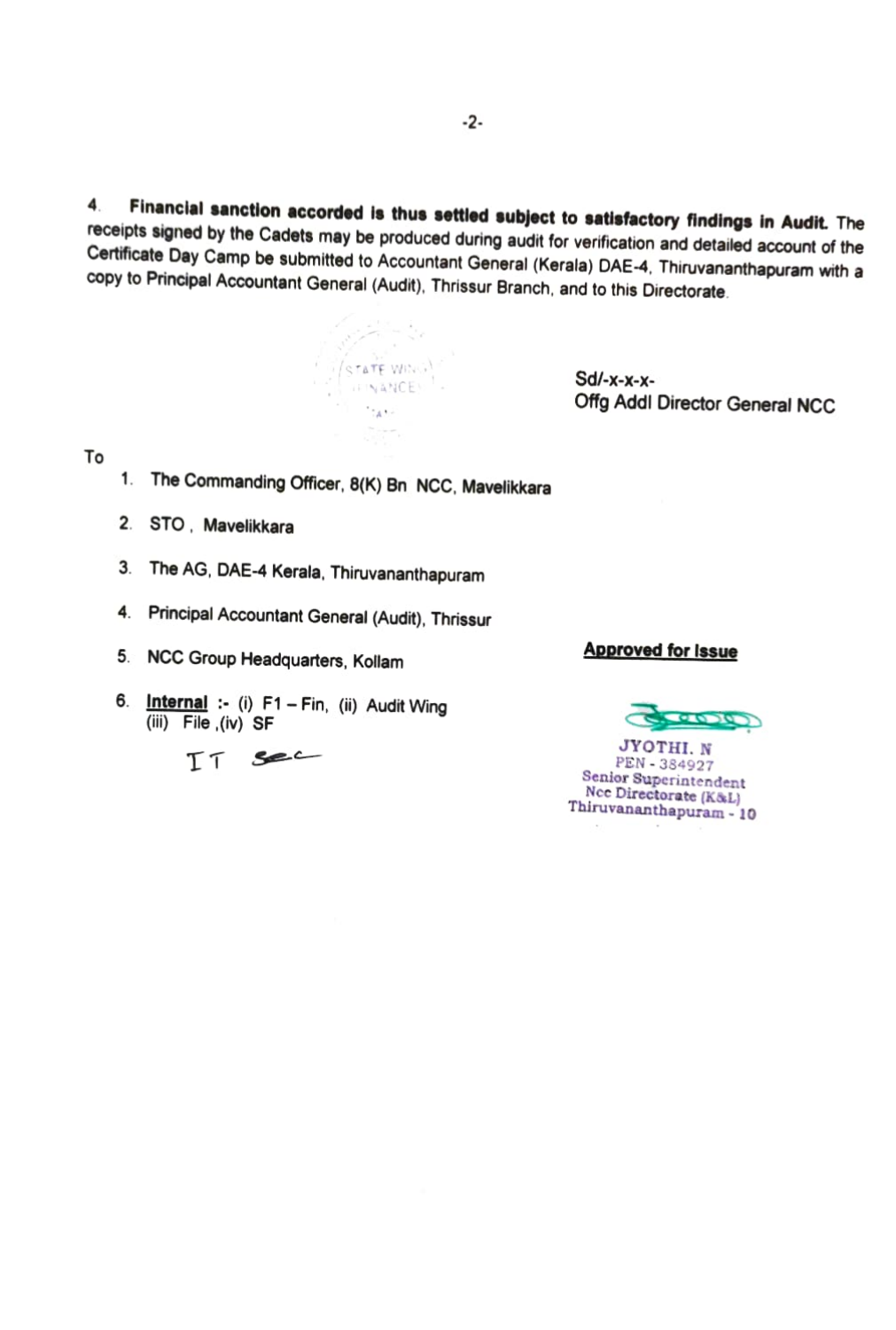4. **Financial sanction accorded is thus settled subject to satisfactory findings in Audit.** The receipts signed by the Cadets may be produced during audit for verification and detailed account of the Certificate Day Camp be submitted to Accountant General (Kerala) DAE-4, Thiruvananthapuram with a copy to Principal Accountant General (Audit), Thrissur Branch, and to this Directorate.

Sd/-x-x-x-
Offg Addl Director General NCC

To

1. The Commanding Officer, 8(K) Bn NCC, Mavelikkara
2. STO , Mavelikkara
3. The AG, DAE-4 Kerala, Thiruvananthapuram
4. Principal Accountant General (Audit), Thrissur
5. NCC Group Headquarters, Kollam
6. **Internal** :- (i) F1 – Fin, (ii) Audit Wing
   (iii) File ,(iv) SF

IT Sec

**Approved for Issue**

JYOTHI. N
PEN - 384927
Senior Superintendent
Ncc Directorate (K&L)
Thiruvananthapuram - 10